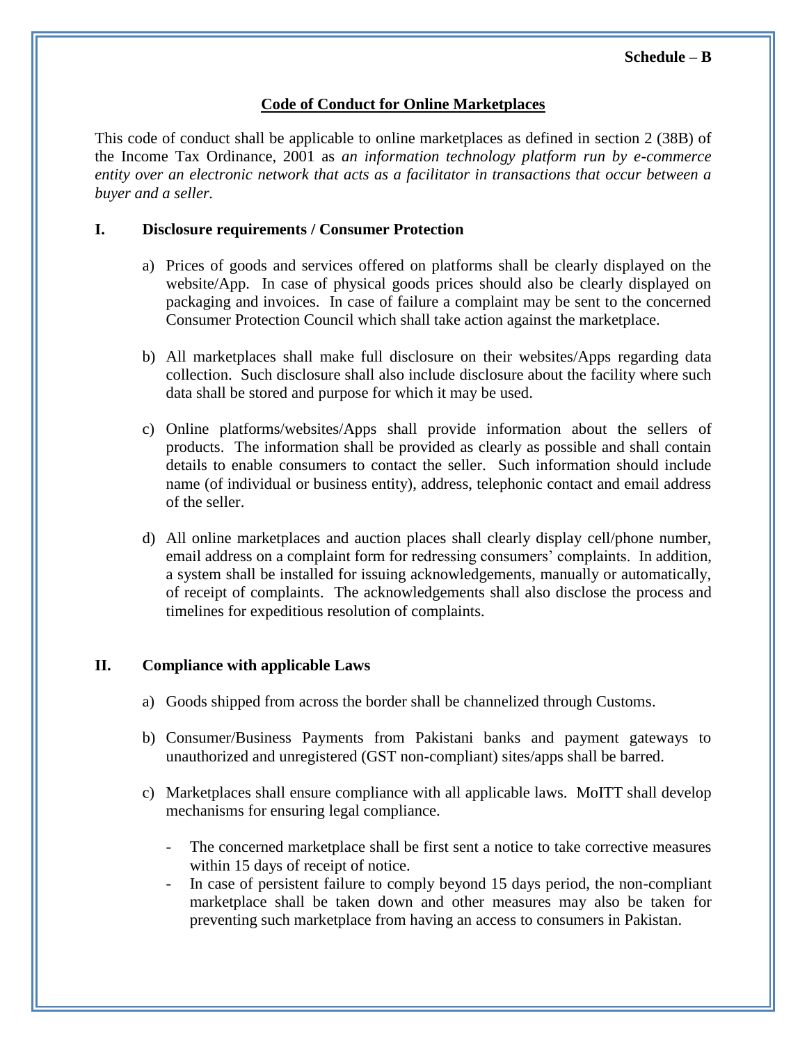**Schedule – B**

## Code of Conduct for Online Marketplaces

This code of conduct shall be applicable to online marketplaces as defined in section 2 (38B) of the Income Tax Ordinance, 2001 as *an information technology platform run by e-commerce entity over an electronic network that acts as a facilitator in transactions that occur between a buyer and a seller.*

### I. Disclosure requirements / Consumer Protection

a) Prices of goods and services offered on platforms shall be clearly displayed on the website/App. In case of physical goods prices should also be clearly displayed on packaging and invoices. In case of failure a complaint may be sent to the concerned Consumer Protection Council which shall take action against the marketplace.

b) All marketplaces shall make full disclosure on their websites/Apps regarding data collection. Such disclosure shall also include disclosure about the facility where such data shall be stored and purpose for which it may be used.

c) Online platforms/websites/Apps shall provide information about the sellers of products. The information shall be provided as clearly as possible and shall contain details to enable consumers to contact the seller. Such information should include name (of individual or business entity), address, telephonic contact and email address of the seller.

d) All online marketplaces and auction places shall clearly display cell/phone number, email address on a complaint form for redressing consumers' complaints. In addition, a system shall be installed for issuing acknowledgements, manually or automatically, of receipt of complaints. The acknowledgements shall also disclose the process and timelines for expeditious resolution of complaints.

### II. Compliance with applicable Laws

a) Goods shipped from across the border shall be channelized through Customs.

b) Consumer/Business Payments from Pakistani banks and payment gateways to unauthorized and unregistered (GST non-compliant) sites/apps shall be barred.

c) Marketplaces shall ensure compliance with all applicable laws. MoITT shall develop mechanisms for ensuring legal compliance.

- The concerned marketplace shall be first sent a notice to take corrective measures within 15 days of receipt of notice.
- In case of persistent failure to comply beyond 15 days period, the non-compliant marketplace shall be taken down and other measures may also be taken for preventing such marketplace from having an access to consumers in Pakistan.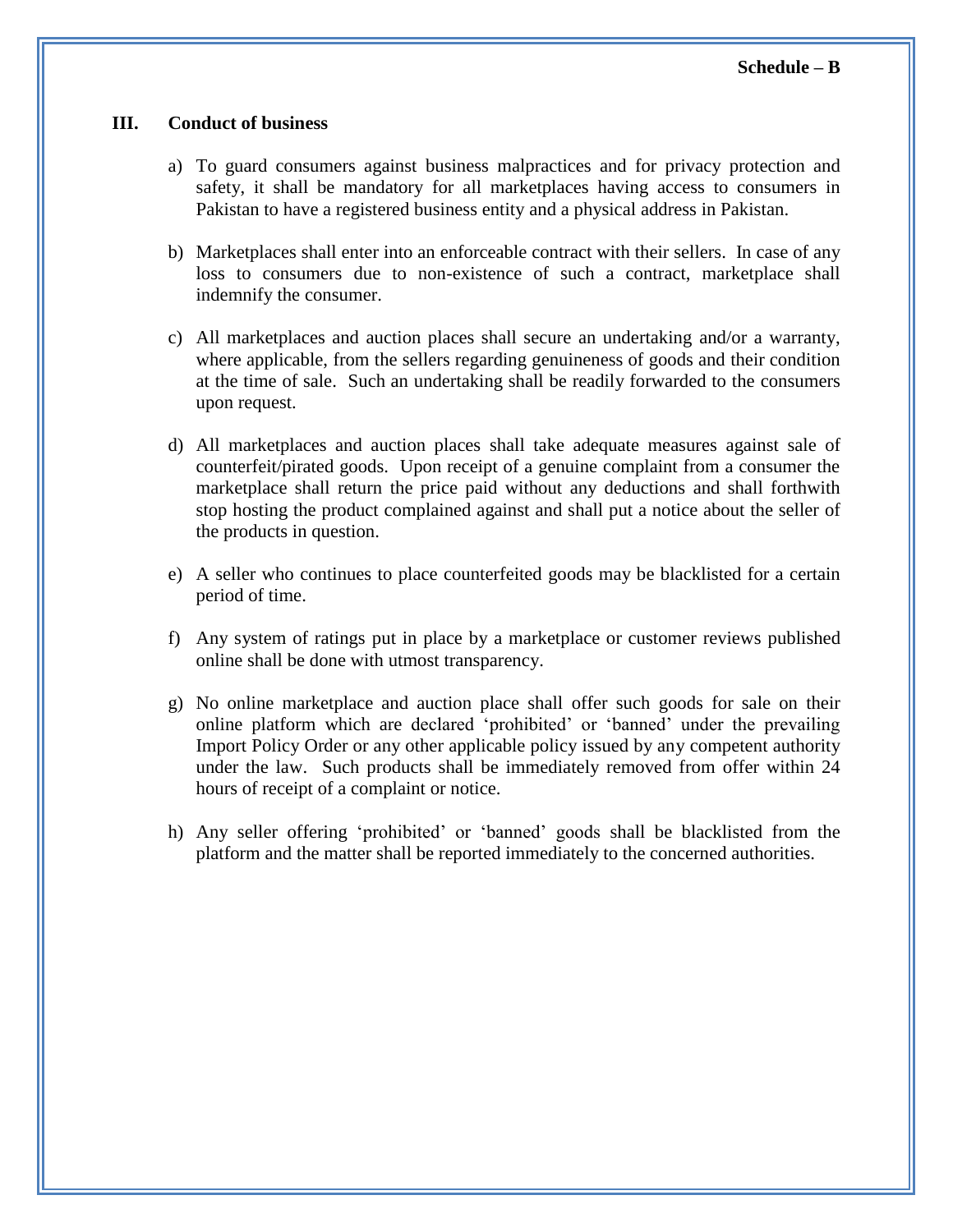**Schedule – B**

## III. Conduct of business

a) To guard consumers against business malpractices and for privacy protection and safety, it shall be mandatory for all marketplaces having access to consumers in Pakistan to have a registered business entity and a physical address in Pakistan.

b) Marketplaces shall enter into an enforceable contract with their sellers. In case of any loss to consumers due to non-existence of such a contract, marketplace shall indemnify the consumer.

c) All marketplaces and auction places shall secure an undertaking and/or a warranty, where applicable, from the sellers regarding genuineness of goods and their condition at the time of sale. Such an undertaking shall be readily forwarded to the consumers upon request.

d) All marketplaces and auction places shall take adequate measures against sale of counterfeit/pirated goods. Upon receipt of a genuine complaint from a consumer the marketplace shall return the price paid without any deductions and shall forthwith stop hosting the product complained against and shall put a notice about the seller of the products in question.

e) A seller who continues to place counterfeited goods may be blacklisted for a certain period of time.

f) Any system of ratings put in place by a marketplace or customer reviews published online shall be done with utmost transparency.

g) No online marketplace and auction place shall offer such goods for sale on their online platform which are declared 'prohibited' or 'banned' under the prevailing Import Policy Order or any other applicable policy issued by any competent authority under the law. Such products shall be immediately removed from offer within 24 hours of receipt of a complaint or notice.

h) Any seller offering 'prohibited' or 'banned' goods shall be blacklisted from the platform and the matter shall be reported immediately to the concerned authorities.